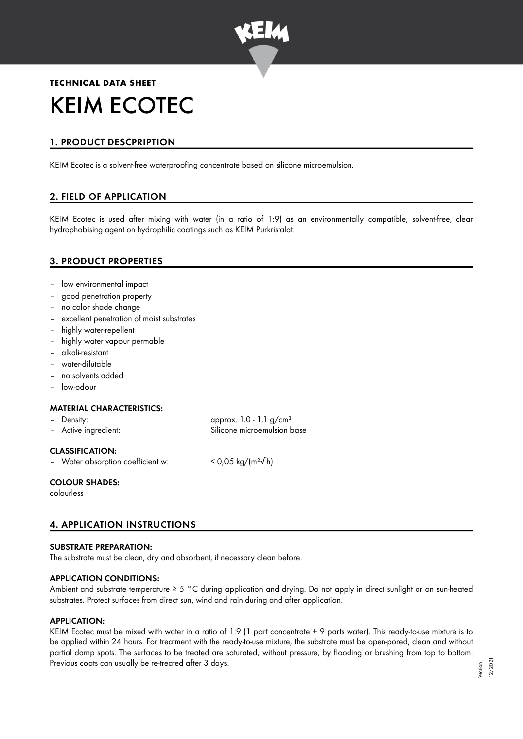**TECHNICAL DATA SHEET**

# KEIM ECOTEC

## 1. PRODUCT DESCPRIPTION

KEIM Ecotec is a solvent-free waterproofing concentrate based on silicone microemulsion.

## 2. FIELD OF APPLICATION

KEIM Ecotec is used after mixing with water (in a ratio of 1:9) as an environmentally compatible, solvent-free, clear hydrophobising agent on hydrophilic coatings such as KEIM Purkristalat.

## 3. PRODUCT PROPERTIES

- low environmental impact
- good penetration property
- no color shade change
- excellent penetration of moist substrates
- highly water-repellent
- highly water vapour permable
- alkali-resistant
- water-dilutable
- no solvents added
- low-odour

### MATERIAL CHARACTERISTICS:

- Density: approx. 1.0 - 1.1 g/cm$^3$
- Active ingredient: Silicone microemulsion base

### CLASSIFICATION:

- Water absorption coefficient w: < 0,05 kg/(m$^2$√h)

### COLOUR SHADES:

colourless

## 4. APPLICATION INSTRUCTIONS

### SUBSTRATE PREPARATION:

The substrate must be clean, dry and absorbent, if necessary clean before.

### APPLICATION CONDITIONS:

Ambient and substrate temperature ≥ 5 °C during application and drying. Do not apply in direct sunlight or on sun-heated substrates. Protect surfaces from direct sun, wind and rain during and after application.

### APPLICATION:

KEIM Ecotec must be mixed with water in a ratio of 1:9 (1 part concentrate + 9 parts water). This ready-to-use mixture is to be applied within 24 hours. For treatment with the ready-to-use mixture, the substrate must be open-pored, clean and without partial damp spots. The surfaces to be treated are saturated, without pressure, by flooding or brushing from top to bottom. Previous coats can usually be re-treated after 3 days.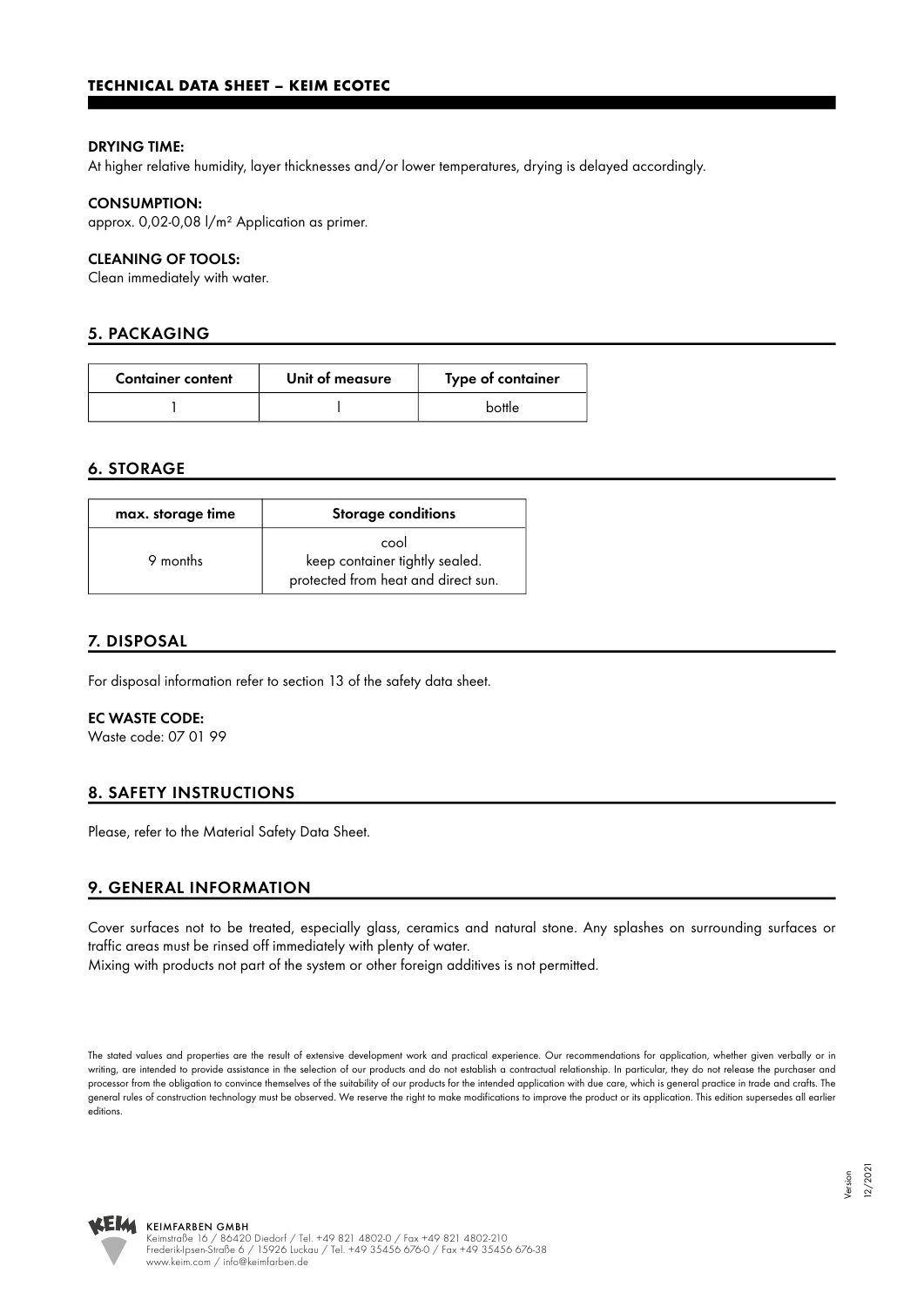#### DRYING TIME:

At higher relative humidity, layer thicknesses and/or lower temperatures, drying is delayed accordingly.

#### CONSUMPTION:

approx. 0,02-0,08 l/m² Application as primer.

#### CLEANING OF TOOLS:

Clean immediately with water.

## 5. PACKAGING

| Container content | Unit of measure | Type of container |
|---|---|---|
| 1 | l | bottle |

## 6. STORAGE

| max. storage time | Storage conditions |
|---|---|
| 9 months | cool<br>keep container tightly sealed.<br>protected from heat and direct sun. |

## 7. DISPOSAL

For disposal information refer to section 13 of the safety data sheet.

#### EC WASTE CODE:

Waste code: 07 01 99

## 8. SAFETY INSTRUCTIONS

Please, refer to the Material Safety Data Sheet.

## 9. GENERAL INFORMATION

Cover surfaces not to be treated, especially glass, ceramics and natural stone. Any splashes on surrounding surfaces or traffic areas must be rinsed off immediately with plenty of water.
Mixing with products not part of the system or other foreign additives is not permitted.

The stated values and properties are the result of extensive development work and practical experience. Our recommendations for application, whether given verbally or in writing, are intended to provide assistance in the selection of our products and do not establish a contractual relationship. In particular, they do not release the purchaser and processor from the obligation to convince themselves of the suitability of our products for the intended application with due care, which is general practice in trade and crafts. The general rules of construction technology must be observed. We reserve the right to make modifications to improve the product or its application. This edition supersedes all earlier editions.

Version 12/2021

KEIMFARBEN GMBH
Keimstraße 16 / 86420 Diedorf / Tel. +49 821 4802-0 / Fax +49 821 4802-210
Frederik-Ipsen-Straße 6 / 15926 Luckau / Tel. +49 35456 676-0 / Fax +49 35456 676-38
www.keim.com / info@keimfarben.de